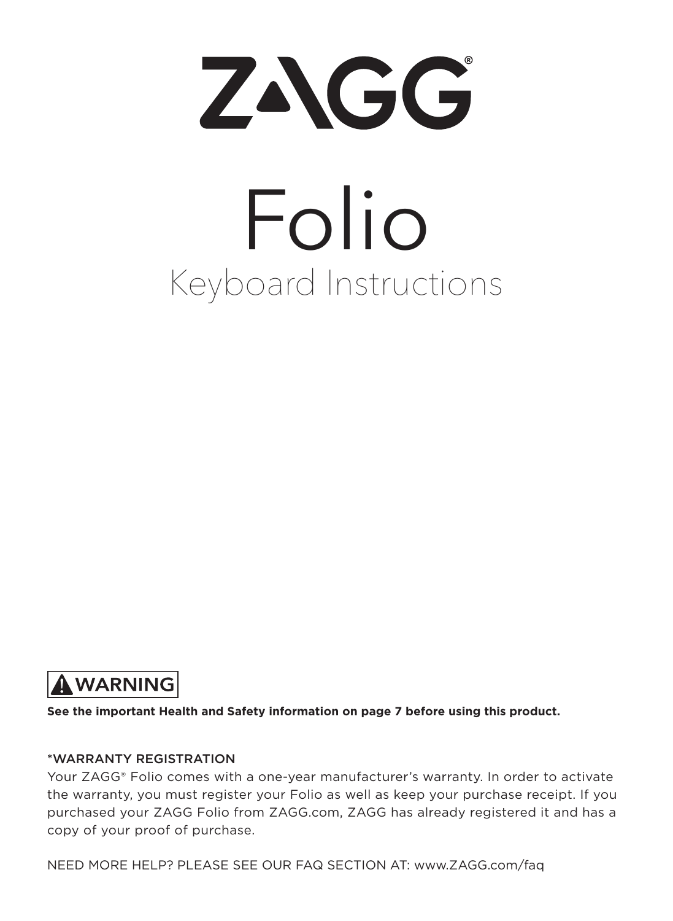# ZAGG®

# Folio

## Keyboard Instructions

**⚠ WARNING**

**See the important Health and Safety information on page 7 before using this product.**

*WARRANTY REGISTRATION

Your ZAGG® Folio comes with a one-year manufacturer's warranty. In order to activate the warranty, you must register your Folio as well as keep your purchase receipt. If you purchased your ZAGG Folio from ZAGG.com, ZAGG has already registered it and has a copy of your proof of purchase.

NEED MORE HELP? PLEASE SEE OUR FAQ SECTION AT: www.ZAGG.com/faq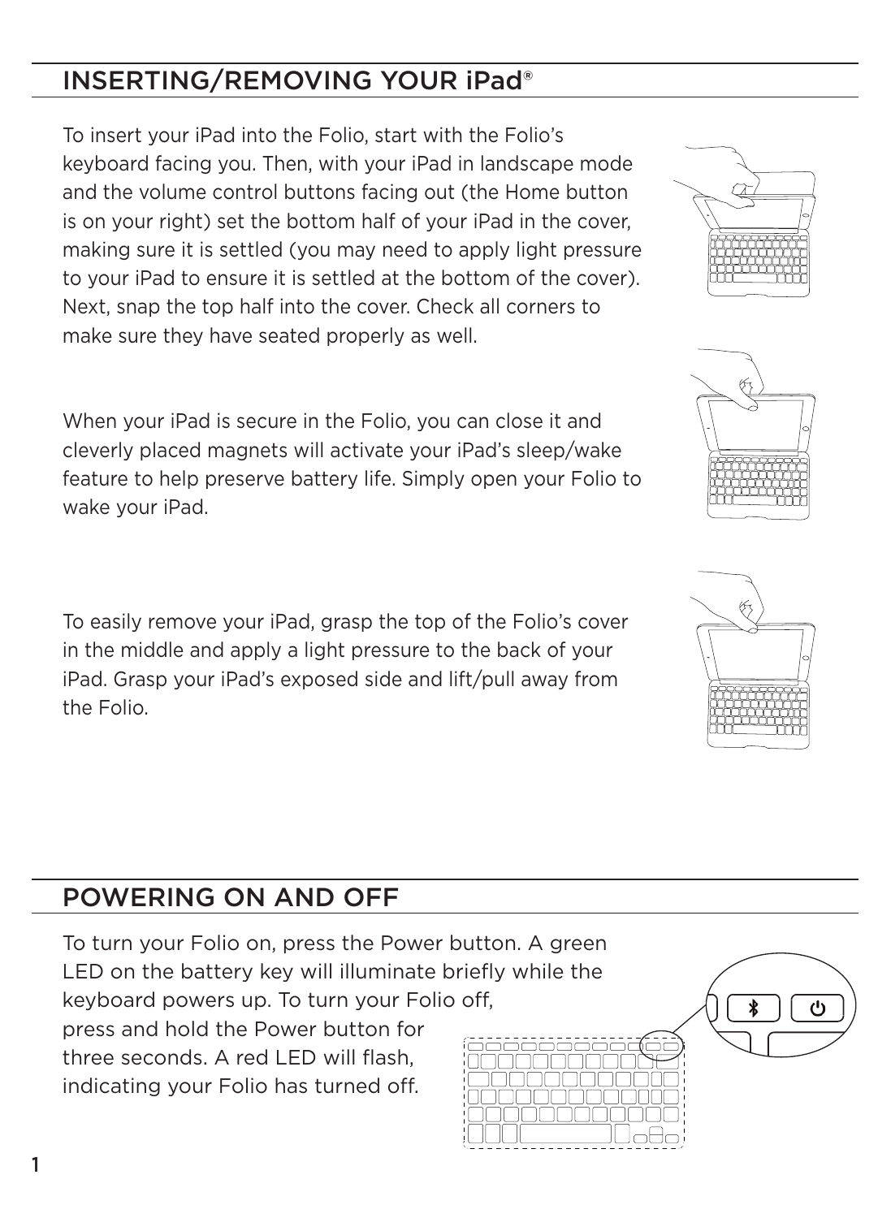## INSERTING/REMOVING YOUR iPad®

To insert your iPad into the Folio, start with the Folio's keyboard facing you. Then, with your iPad in landscape mode and the volume control buttons facing out (the Home button is on your right) set the bottom half of your iPad in the cover, making sure it is settled (you may need to apply light pressure to your iPad to ensure it is settled at the bottom of the cover). Next, snap the top half into the cover. Check all corners to make sure they have seated properly as well.

When your iPad is secure in the Folio, you can close it and cleverly placed magnets will activate your iPad's sleep/wake feature to help preserve battery life. Simply open your Folio to wake your iPad.

To easily remove your iPad, grasp the top of the Folio's cover in the middle and apply a light pressure to the back of your iPad. Grasp your iPad's exposed side and lift/pull away from the Folio.

## POWERING ON AND OFF

To turn your Folio on, press the Power button. A green LED on the battery key will illuminate briefly while the keyboard powers up. To turn your Folio off, press and hold the Power button for three seconds. A red LED will flash, indicating your Folio has turned off.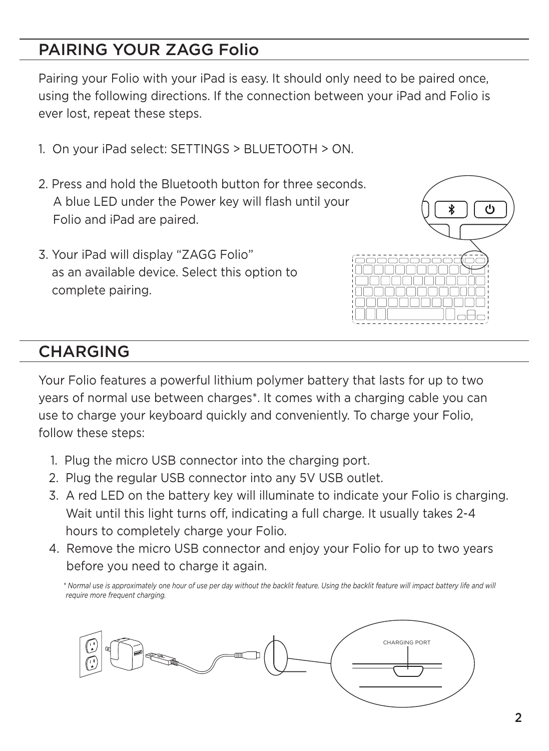## PAIRING YOUR ZAGG Folio

Pairing your Folio with your iPad is easy. It should only need to be paired once, using the following directions. If the connection between your iPad and Folio is ever lost, repeat these steps.

1. On your iPad select: SETTINGS > BLUETOOTH > ON.
2. Press and hold the Bluetooth button for three seconds. A blue LED under the Power key will flash until your Folio and iPad are paired.
3. Your iPad will display "ZAGG Folio" as an available device. Select this option to complete pairing.

## CHARGING

Your Folio features a powerful lithium polymer battery that lasts for up to two years of normal use between charges*. It comes with a charging cable you can use to charge your keyboard quickly and conveniently. To charge your Folio, follow these steps:

1. Plug the micro USB connector into the charging port.
2. Plug the regular USB connector into any 5V USB outlet.
3. A red LED on the battery key will illuminate to indicate your Folio is charging. Wait until this light turns off, indicating a full charge. It usually takes 2-4 hours to completely charge your Folio.
4. Remove the micro USB connector and enjoy your Folio for up to two years before you need to charge it again.

*\* Normal use is approximately one hour of use per day without the backlit feature. Using the backlit feature will impact battery life and will require more frequent charging.*

CHARGING PORT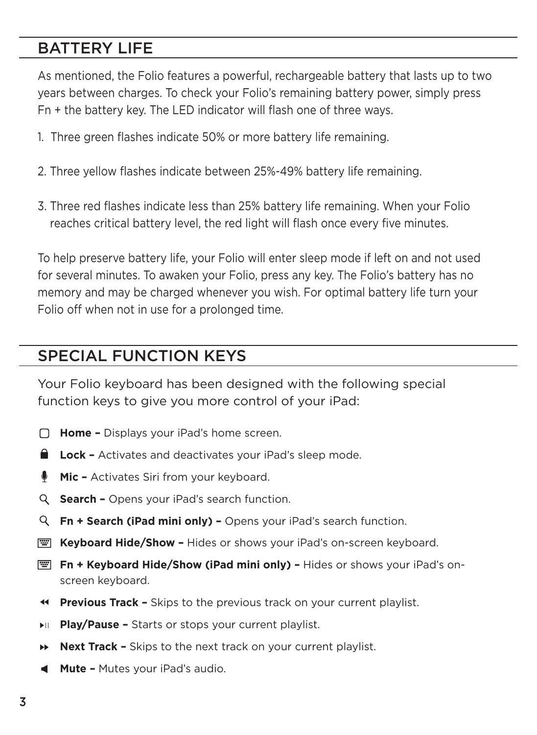## BATTERY LIFE

As mentioned, the Folio features a powerful, rechargeable battery that lasts up to two years between charges. To check your Folio's remaining battery power, simply press Fn + the battery key. The LED indicator will flash one of three ways.

1. Three green flashes indicate 50% or more battery life remaining.
2. Three yellow flashes indicate between 25%-49% battery life remaining.
3. Three red flashes indicate less than 25% battery life remaining. When your Folio reaches critical battery level, the red light will flash once every five minutes.

To help preserve battery life, your Folio will enter sleep mode if left on and not used for several minutes. To awaken your Folio, press any key. The Folio's battery has no memory and may be charged whenever you wish. For optimal battery life turn your Folio off when not in use for a prolonged time.

## SPECIAL FUNCTION KEYS

Your Folio keyboard has been designed with the following special function keys to give you more control of your iPad:

- **Home –** Displays your iPad's home screen.
- **Lock –** Activates and deactivates your iPad's sleep mode.
- **Mic –** Activates Siri from your keyboard.
- **Search –** Opens your iPad's search function.
- **Fn + Search (iPad mini only) –** Opens your iPad's search function.
- **Keyboard Hide/Show –** Hides or shows your iPad's on-screen keyboard.
- **Fn + Keyboard Hide/Show (iPad mini only) –** Hides or shows your iPad's on-screen keyboard.
- **Previous Track –** Skips to the previous track on your current playlist.
- **Play/Pause –** Starts or stops your current playlist.
- **Next Track –** Skips to the next track on your current playlist.
- **Mute –** Mutes your iPad's audio.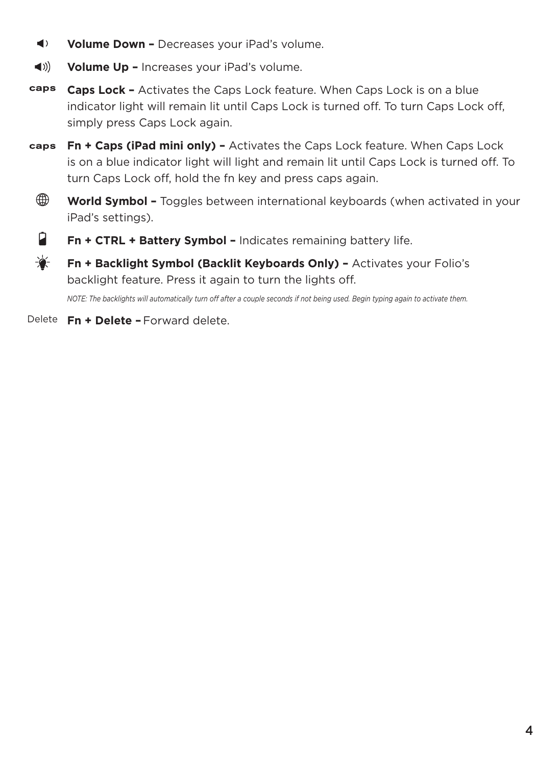- **Volume Down –** Decreases your iPad's volume.
- **Volume Up –** Increases your iPad's volume.
- caps **Caps Lock –** Activates the Caps Lock feature. When Caps Lock is on a blue indicator light will remain lit until Caps Lock is turned off. To turn Caps Lock off, simply press Caps Lock again.
- caps **Fn + Caps (iPad mini only) –** Activates the Caps Lock feature. When Caps Lock is on a blue indicator light will light and remain lit until Caps Lock is turned off. To turn Caps Lock off, hold the fn key and press caps again.
- **World Symbol –** Toggles between international keyboards (when activated in your iPad's settings).
- **Fn + CTRL + Battery Symbol –** Indicates remaining battery life.
- **Fn + Backlight Symbol (Backlit Keyboards Only) –** Activates your Folio's backlight feature. Press it again to turn the lights off.

  *NOTE: The backlights will automatically turn off after a couple seconds if not being used. Begin typing again to activate them.*
- Delete **Fn + Delete –** Forward delete.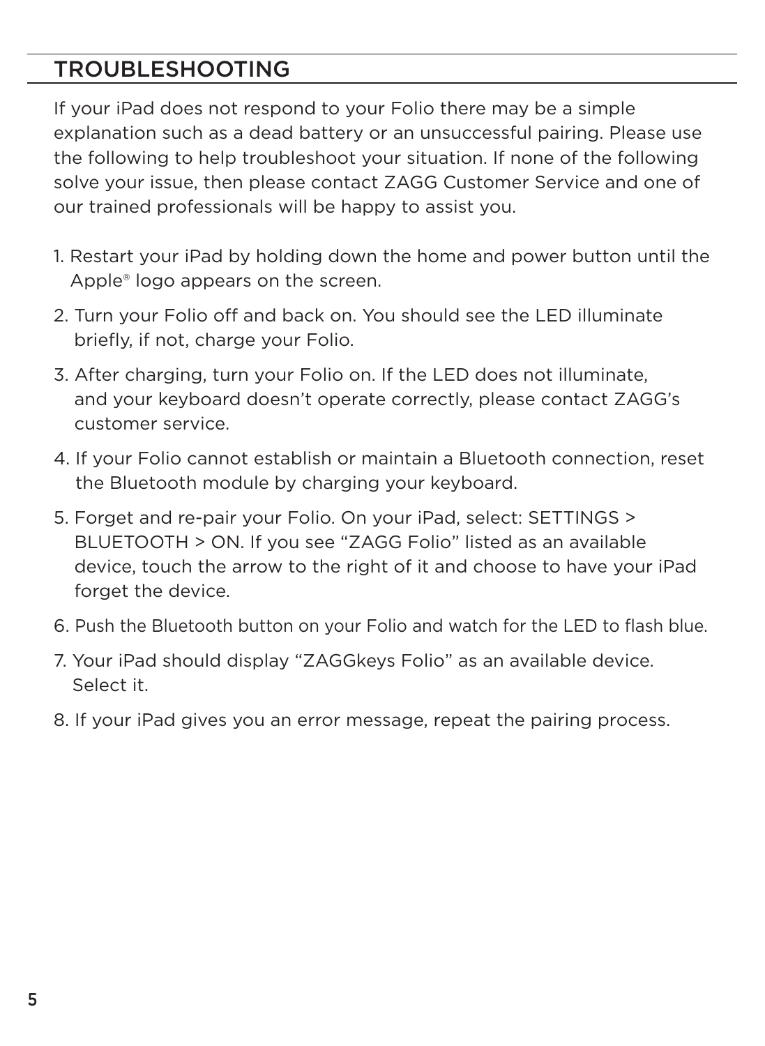## TROUBLESHOOTING

If your iPad does not respond to your Folio there may be a simple explanation such as a dead battery or an unsuccessful pairing. Please use the following to help troubleshoot your situation. If none of the following solve your issue, then please contact ZAGG Customer Service and one of our trained professionals will be happy to assist you.

1. Restart your iPad by holding down the home and power button until the Apple® logo appears on the screen.
2. Turn your Folio off and back on. You should see the LED illuminate briefly, if not, charge your Folio.
3. After charging, turn your Folio on. If the LED does not illuminate, and your keyboard doesn't operate correctly, please contact ZAGG's customer service.
4. If your Folio cannot establish or maintain a Bluetooth connection, reset the Bluetooth module by charging your keyboard.
5. Forget and re-pair your Folio. On your iPad, select: SETTINGS > BLUETOOTH > ON. If you see "ZAGG Folio" listed as an available device, touch the arrow to the right of it and choose to have your iPad forget the device.
6. Push the Bluetooth button on your Folio and watch for the LED to flash blue.
7. Your iPad should display "ZAGGkeys Folio" as an available device. Select it.
8. If your iPad gives you an error message, repeat the pairing process.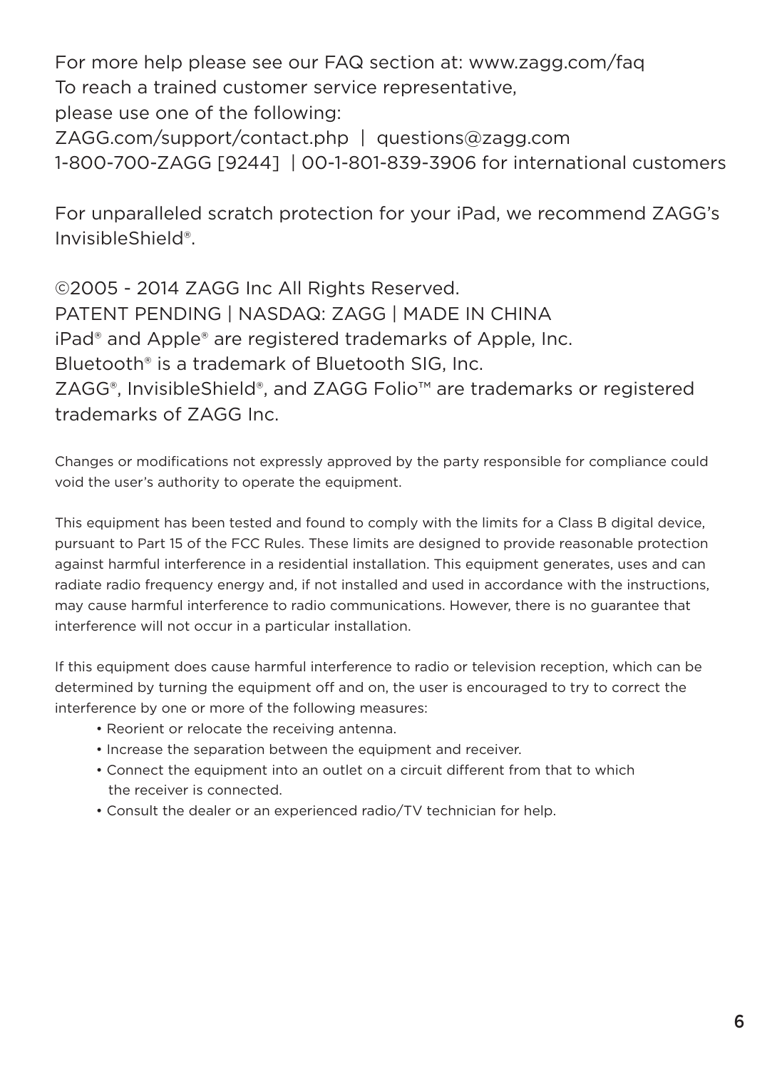For more help please see our FAQ section at: www.zagg.com/faq
To reach a trained customer service representative,
please use one of the following:
ZAGG.com/support/contact.php | questions@zagg.com
1-800-700-ZAGG [9244] | 00-1-801-839-3906 for international customers

For unparalleled scratch protection for your iPad, we recommend ZAGG's InvisibleShield®.

©2005 - 2014 ZAGG Inc All Rights Reserved.
PATENT PENDING | NASDAQ: ZAGG | MADE IN CHINA
iPad® and Apple® are registered trademarks of Apple, Inc.
Bluetooth® is a trademark of Bluetooth SIG, Inc.
ZAGG®, InvisibleShield®, and ZAGG Folio™ are trademarks or registered trademarks of ZAGG Inc.

Changes or modifications not expressly approved by the party responsible for compliance could void the user's authority to operate the equipment.

This equipment has been tested and found to comply with the limits for a Class B digital device, pursuant to Part 15 of the FCC Rules. These limits are designed to provide reasonable protection against harmful interference in a residential installation. This equipment generates, uses and can radiate radio frequency energy and, if not installed and used in accordance with the instructions, may cause harmful interference to radio communications. However, there is no guarantee that interference will not occur in a particular installation.

If this equipment does cause harmful interference to radio or television reception, which can be determined by turning the equipment off and on, the user is encouraged to try to correct the interference by one or more of the following measures:

- Reorient or relocate the receiving antenna.
- Increase the separation between the equipment and receiver.
- Connect the equipment into an outlet on a circuit different from that to which the receiver is connected.
- Consult the dealer or an experienced radio/TV technician for help.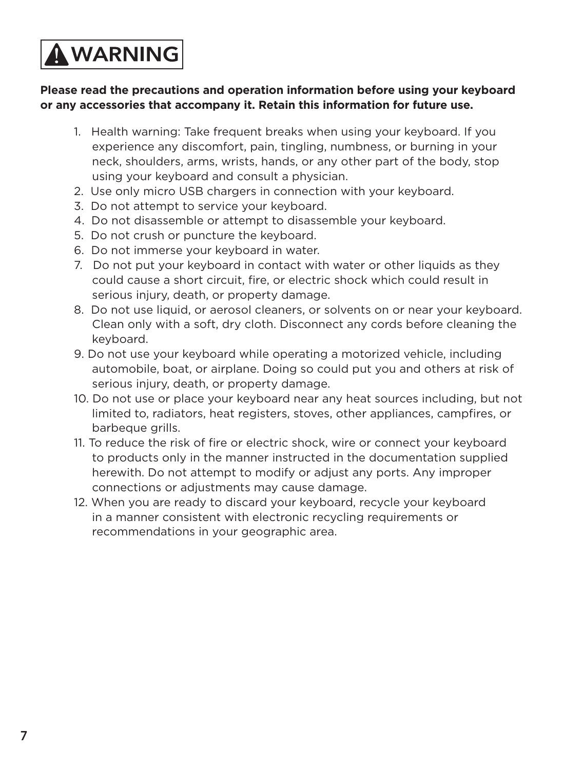# ⚠ WARNING

**Please read the precautions and operation information before using your keyboard or any accessories that accompany it. Retain this information for future use.**

1. Health warning: Take frequent breaks when using your keyboard. If you experience any discomfort, pain, tingling, numbness, or burning in your neck, shoulders, arms, wrists, hands, or any other part of the body, stop using your keyboard and consult a physician.
2. Use only micro USB chargers in connection with your keyboard.
3. Do not attempt to service your keyboard.
4. Do not disassemble or attempt to disassemble your keyboard.
5. Do not crush or puncture the keyboard.
6. Do not immerse your keyboard in water.
7. Do not put your keyboard in contact with water or other liquids as they could cause a short circuit, fire, or electric shock which could result in serious injury, death, or property damage.
8. Do not use liquid, or aerosol cleaners, or solvents on or near your keyboard. Clean only with a soft, dry cloth. Disconnect any cords before cleaning the keyboard.
9. Do not use your keyboard while operating a motorized vehicle, including automobile, boat, or airplane. Doing so could put you and others at risk of serious injury, death, or property damage.
10. Do not use or place your keyboard near any heat sources including, but not limited to, radiators, heat registers, stoves, other appliances, campfires, or barbeque grills.
11. To reduce the risk of fire or electric shock, wire or connect your keyboard to products only in the manner instructed in the documentation supplied herewith. Do not attempt to modify or adjust any ports. Any improper connections or adjustments may cause damage.
12. When you are ready to discard your keyboard, recycle your keyboard in a manner consistent with electronic recycling requirements or recommendations in your geographic area.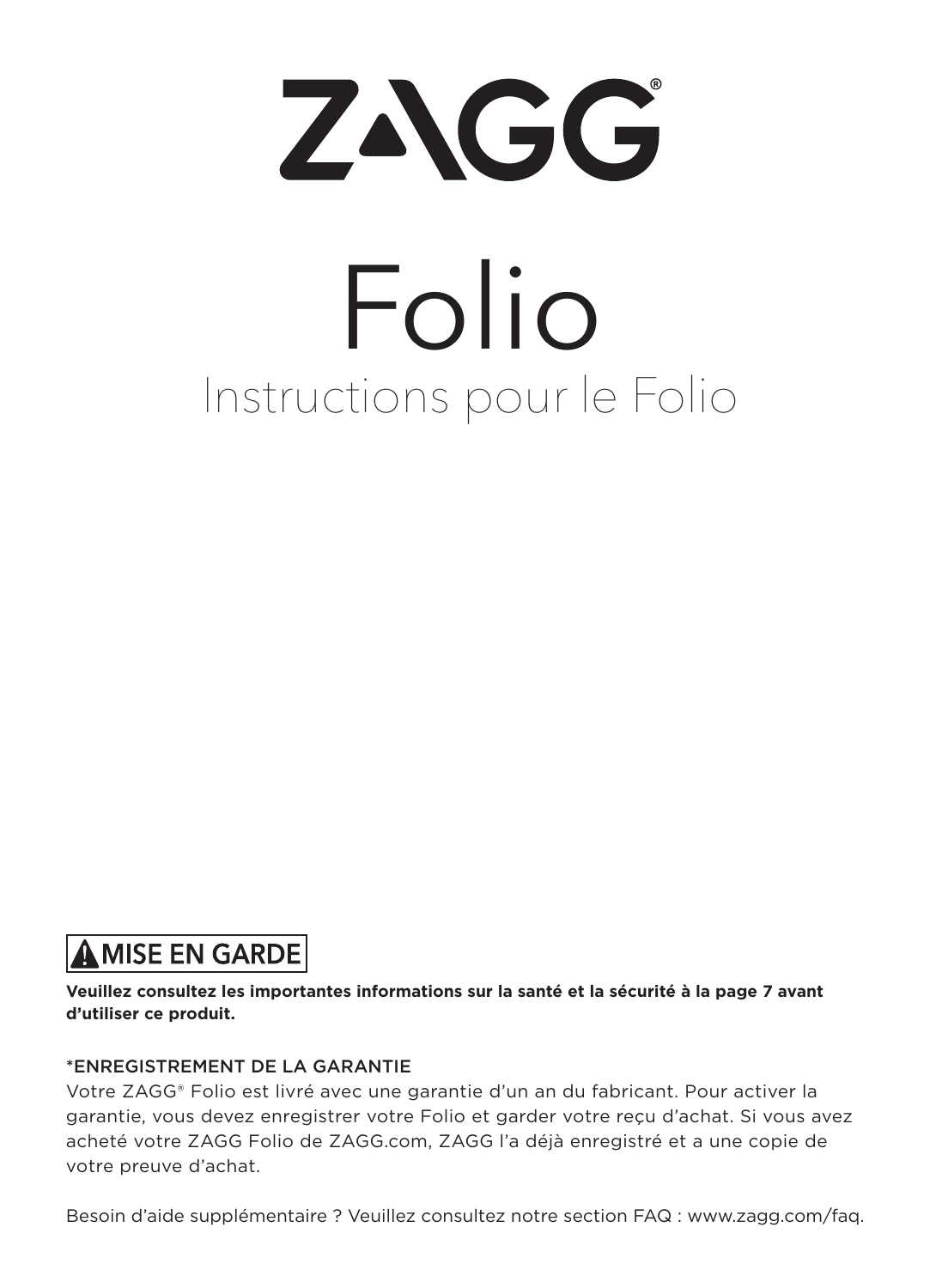# ZAGG®

# Folio

## Instructions pour le Folio

**⚠ MISE EN GARDE**

**Veuillez consultez les importantes informations sur la santé et la sécurité à la page 7 avant d'utiliser ce produit.**

*ENREGISTREMENT DE LA GARANTIE

Votre ZAGG® Folio est livré avec une garantie d'un an du fabricant. Pour activer la garantie, vous devez enregistrer votre Folio et garder votre reçu d'achat. Si vous avez acheté votre ZAGG Folio de ZAGG.com, ZAGG l'a déjà enregistré et a une copie de votre preuve d'achat.

Besoin d'aide supplémentaire ? Veuillez consultez notre section FAQ : www.zagg.com/faq.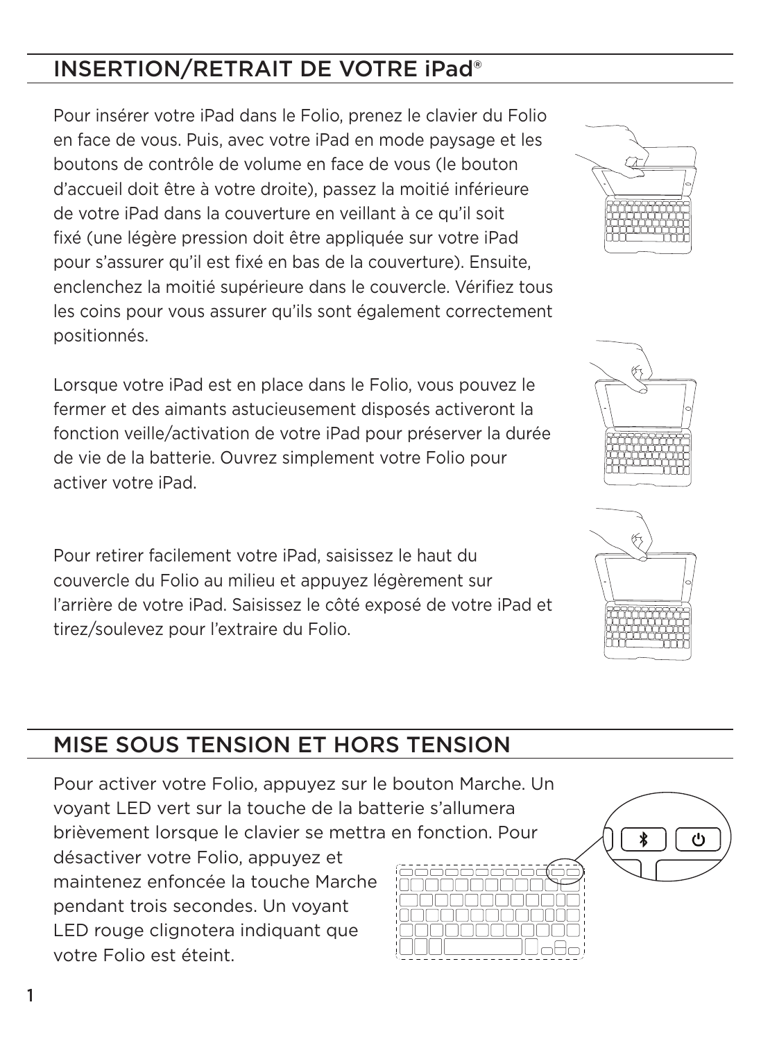## INSERTION/RETRAIT DE VOTRE iPad®

Pour insérer votre iPad dans le Folio, prenez le clavier du Folio en face de vous. Puis, avec votre iPad en mode paysage et les boutons de contrôle de volume en face de vous (le bouton d'accueil doit être à votre droite), passez la moitié inférieure de votre iPad dans la couverture en veillant à ce qu'il soit fixé (une légère pression doit être appliquée sur votre iPad pour s'assurer qu'il est fixé en bas de la couverture). Ensuite, enclenchez la moitié supérieure dans le couvercle. Vérifiez tous les coins pour vous assurer qu'ils sont également correctement positionnés.

Lorsque votre iPad est en place dans le Folio, vous pouvez le fermer et des aimants astucieusement disposés activeront la fonction veille/activation de votre iPad pour préserver la durée de vie de la batterie. Ouvrez simplement votre Folio pour activer votre iPad.

Pour retirer facilement votre iPad, saisissez le haut du couvercle du Folio au milieu et appuyez légèrement sur l'arrière de votre iPad. Saisissez le côté exposé de votre iPad et tirez/soulevez pour l'extraire du Folio.

## MISE SOUS TENSION ET HORS TENSION

Pour activer votre Folio, appuyez sur le bouton Marche. Un voyant LED vert sur la touche de la batterie s'allumera brièvement lorsque le clavier se mettra en fonction. Pour désactiver votre Folio, appuyez et maintenez enfoncée la touche Marche pendant trois secondes. Un voyant LED rouge clignotera indiquant que votre Folio est éteint.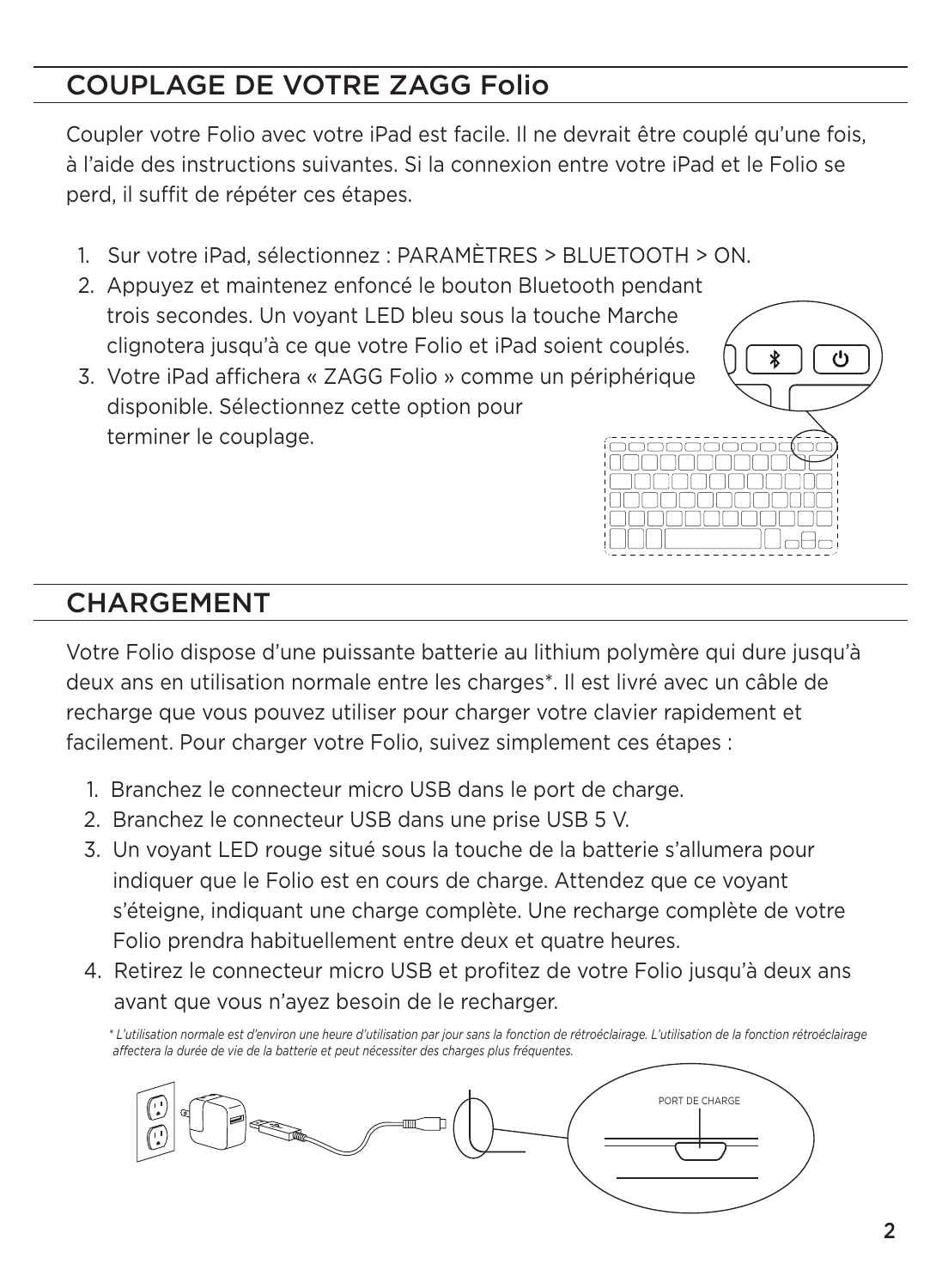## COUPLAGE DE VOTRE ZAGG Folio

Coupler votre Folio avec votre iPad est facile. Il ne devrait être couplé qu'une fois, à l'aide des instructions suivantes. Si la connexion entre votre iPad et le Folio se perd, il suffit de répéter ces étapes.

1. Sur votre iPad, sélectionnez : PARAMÈTRES > BLUETOOTH > ON.
2. Appuyez et maintenez enfoncé le bouton Bluetooth pendant trois secondes. Un voyant LED bleu sous la touche Marche clignotera jusqu'à ce que votre Folio et iPad soient couplés.
3. Votre iPad affichera « ZAGG Folio » comme un périphérique disponible. Sélectionnez cette option pour terminer le couplage.

## CHARGEMENT

Votre Folio dispose d'une puissante batterie au lithium polymère qui dure jusqu'à deux ans en utilisation normale entre les charges*. Il est livré avec un câble de recharge que vous pouvez utiliser pour charger votre clavier rapidement et facilement. Pour charger votre Folio, suivez simplement ces étapes :

1. Branchez le connecteur micro USB dans le port de charge.
2. Branchez le connecteur USB dans une prise USB 5 V.
3. Un voyant LED rouge situé sous la touche de la batterie s'allumera pour indiquer que le Folio est en cours de charge. Attendez que ce voyant s'éteigne, indiquant une charge complète. Une recharge complète de votre Folio prendra habituellement entre deux et quatre heures.
4. Retirez le connecteur micro USB et profitez de votre Folio jusqu'à deux ans avant que vous n'ayez besoin de le recharger.

*\* L'utilisation normale est d'environ une heure d'utilisation par jour sans la fonction de rétroéclairage. L'utilisation de la fonction rétroéclairage affectera la durée de vie de la batterie et peut nécessiter des charges plus fréquentes.*

PORT DE CHARGE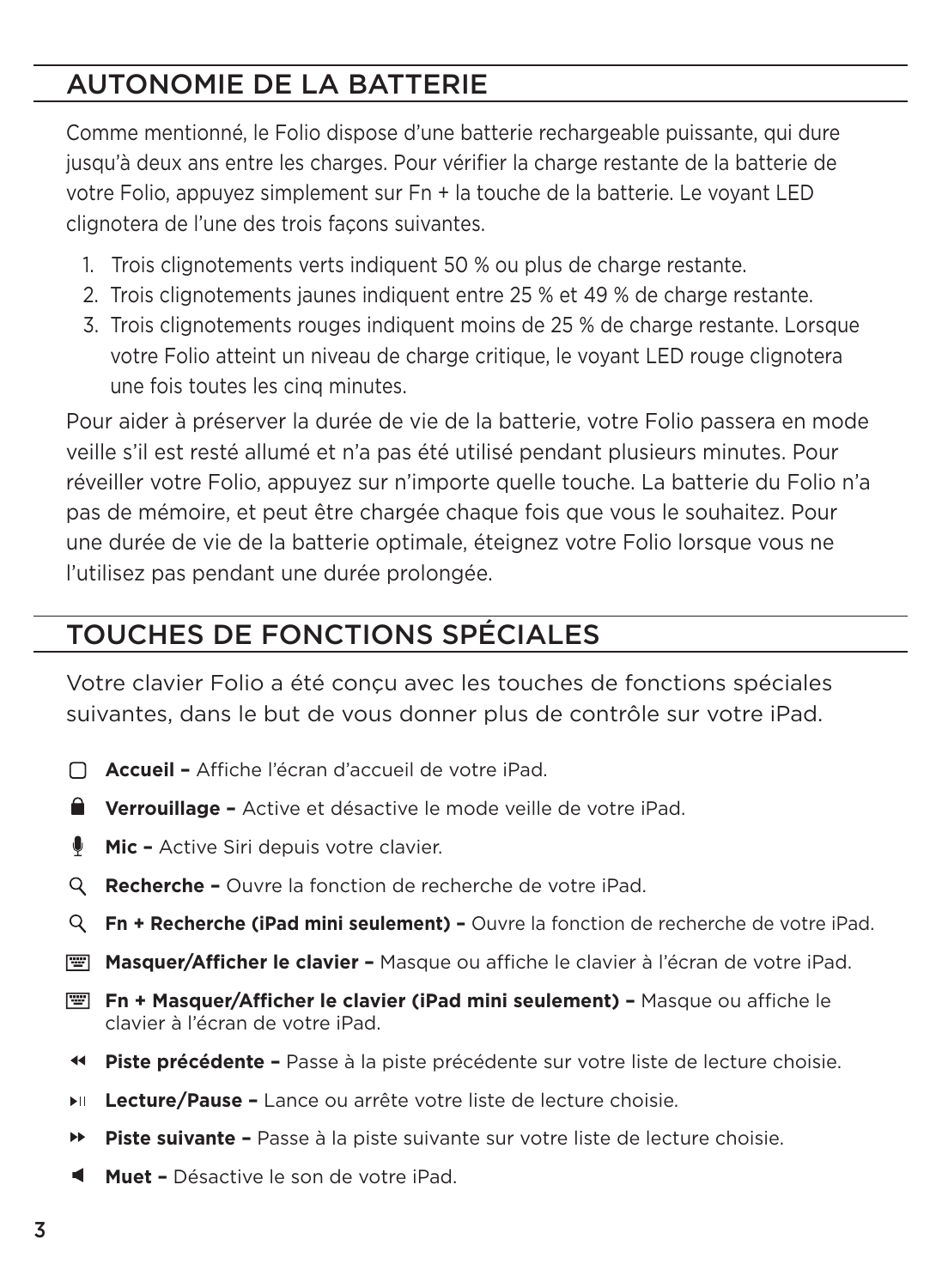## AUTONOMIE DE LA BATTERIE

Comme mentionné, le Folio dispose d'une batterie rechargeable puissante, qui dure jusqu'à deux ans entre les charges. Pour vérifier la charge restante de la batterie de votre Folio, appuyez simplement sur Fn + la touche de la batterie. Le voyant LED clignotera de l'une des trois façons suivantes.

1. Trois clignotements verts indiquent 50 % ou plus de charge restante.
2. Trois clignotements jaunes indiquent entre 25 % et 49 % de charge restante.
3. Trois clignotements rouges indiquent moins de 25 % de charge restante. Lorsque votre Folio atteint un niveau de charge critique, le voyant LED rouge clignotera une fois toutes les cinq minutes.

Pour aider à préserver la durée de vie de la batterie, votre Folio passera en mode veille s'il est resté allumé et n'a pas été utilisé pendant plusieurs minutes. Pour réveiller votre Folio, appuyez sur n'importe quelle touche. La batterie du Folio n'a pas de mémoire, et peut être chargée chaque fois que vous le souhaitez. Pour une durée de vie de la batterie optimale, éteignez votre Folio lorsque vous ne l'utilisez pas pendant une durée prolongée.

## TOUCHES DE FONCTIONS SPÉCIALES

Votre clavier Folio a été conçu avec les touches de fonctions spéciales suivantes, dans le but de vous donner plus de contrôle sur votre iPad.

- **Accueil –** Affiche l'écran d'accueil de votre iPad.
- **Verrouillage –** Active et désactive le mode veille de votre iPad.
- **Mic –** Active Siri depuis votre clavier.
- **Recherche –** Ouvre la fonction de recherche de votre iPad.
- **Fn + Recherche (iPad mini seulement) –** Ouvre la fonction de recherche de votre iPad.
- **Masquer/Afficher le clavier –** Masque ou affiche le clavier à l'écran de votre iPad.
- **Fn + Masquer/Afficher le clavier (iPad mini seulement) –** Masque ou affiche le clavier à l'écran de votre iPad.
- **Piste précédente –** Passe à la piste précédente sur votre liste de lecture choisie.
- **Lecture/Pause –** Lance ou arrête votre liste de lecture choisie.
- **Piste suivante –** Passe à la piste suivante sur votre liste de lecture choisie.
- **Muet –** Désactive le son de votre iPad.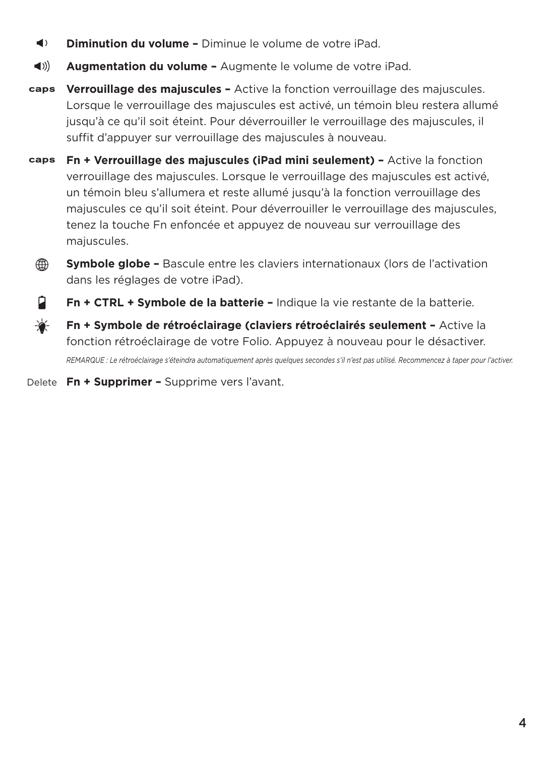**Diminution du volume –** Diminue le volume de votre iPad.

**Augmentation du volume –** Augmente le volume de votre iPad.

caps **Verrouillage des majuscules –** Active la fonction verrouillage des majuscules. Lorsque le verrouillage des majuscules est activé, un témoin bleu restera allumé jusqu'à ce qu'il soit éteint. Pour déverrouiller le verrouillage des majuscules, il suffit d'appuyer sur verrouillage des majuscules à nouveau.

caps **Fn + Verrouillage des majuscules (iPad mini seulement) –** Active la fonction verrouillage des majuscules. Lorsque le verrouillage des majuscules est activé, un témoin bleu s'allumera et reste allumé jusqu'à la fonction verrouillage des majuscules ce qu'il soit éteint. Pour déverrouiller le verrouillage des majuscules, tenez la touche Fn enfoncée et appuyez de nouveau sur verrouillage des majuscules.

**Symbole globe –** Bascule entre les claviers internationaux (lors de l'activation dans les réglages de votre iPad).

**Fn + CTRL + Symbole de la batterie –** Indique la vie restante de la batterie.

**Fn + Symbole de rétroéclairage (claviers rétroéclairés seulement –** Active la fonction rétroéclairage de votre Folio. Appuyez à nouveau pour le désactiver.

*REMARQUE : Le rétroéclairage s'éteindra automatiquement après quelques secondes s'il n'est pas utilisé. Recommencez à taper pour l'activer.*

Delete **Fn + Supprimer –** Supprime vers l'avant.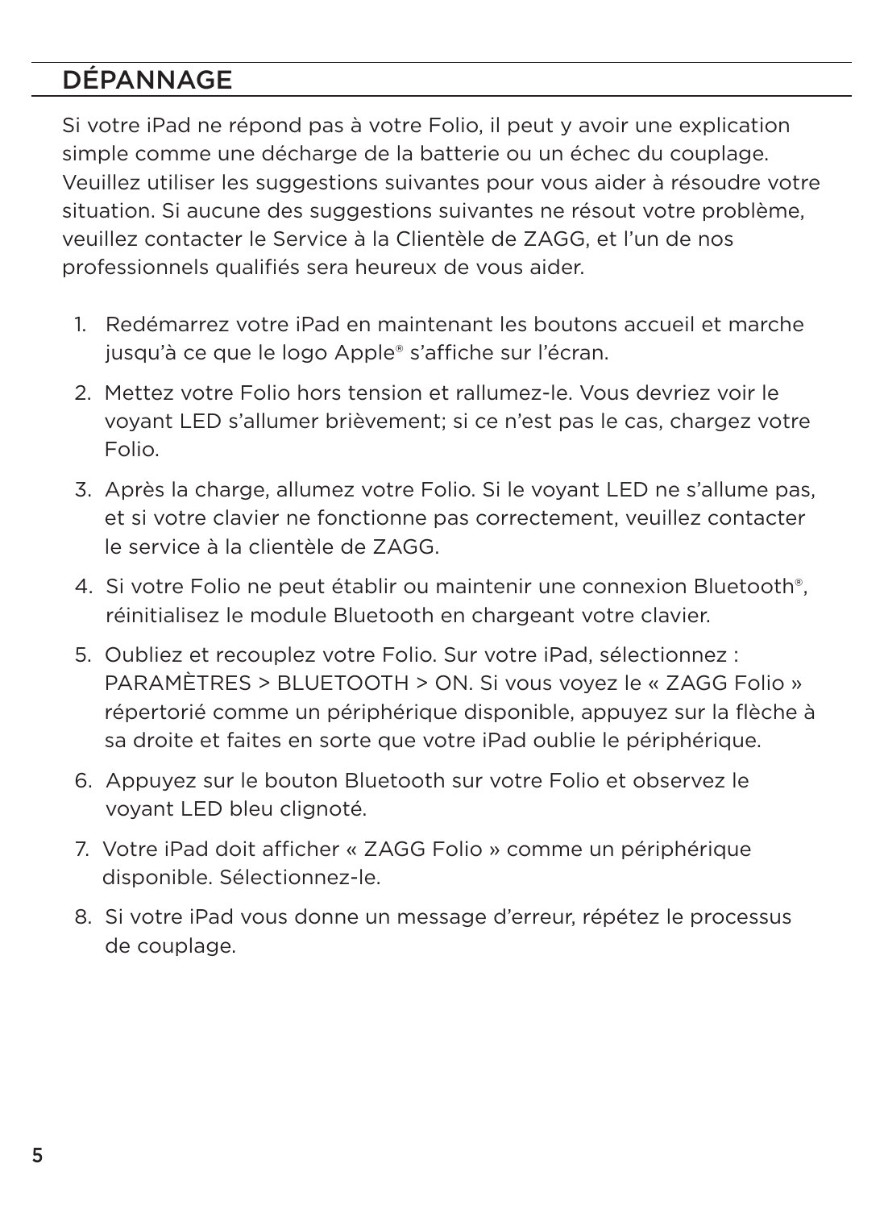## DÉPANNAGE

Si votre iPad ne répond pas à votre Folio, il peut y avoir une explication simple comme une décharge de la batterie ou un échec du couplage. Veuillez utiliser les suggestions suivantes pour vous aider à résoudre votre situation. Si aucune des suggestions suivantes ne résout votre problème, veuillez contacter le Service à la Clientèle de ZAGG, et l'un de nos professionnels qualifiés sera heureux de vous aider.

1. Redémarrez votre iPad en maintenant les boutons accueil et marche jusqu'à ce que le logo Apple® s'affiche sur l'écran.
2. Mettez votre Folio hors tension et rallumez-le. Vous devriez voir le voyant LED s'allumer brièvement; si ce n'est pas le cas, chargez votre Folio.
3. Après la charge, allumez votre Folio. Si le voyant LED ne s'allume pas, et si votre clavier ne fonctionne pas correctement, veuillez contacter le service à la clientèle de ZAGG.
4. Si votre Folio ne peut établir ou maintenir une connexion Bluetooth®, réinitialisez le module Bluetooth en chargeant votre clavier.
5. Oubliez et recouplez votre Folio. Sur votre iPad, sélectionnez : PARAMÈTRES > BLUETOOTH > ON. Si vous voyez le « ZAGG Folio » répertorié comme un périphérique disponible, appuyez sur la flèche à sa droite et faites en sorte que votre iPad oublie le périphérique.
6. Appuyez sur le bouton Bluetooth sur votre Folio et observez le voyant LED bleu clignoté.
7. Votre iPad doit afficher « ZAGG Folio » comme un périphérique disponible. Sélectionnez-le.
8. Si votre iPad vous donne un message d'erreur, répétez le processus de couplage.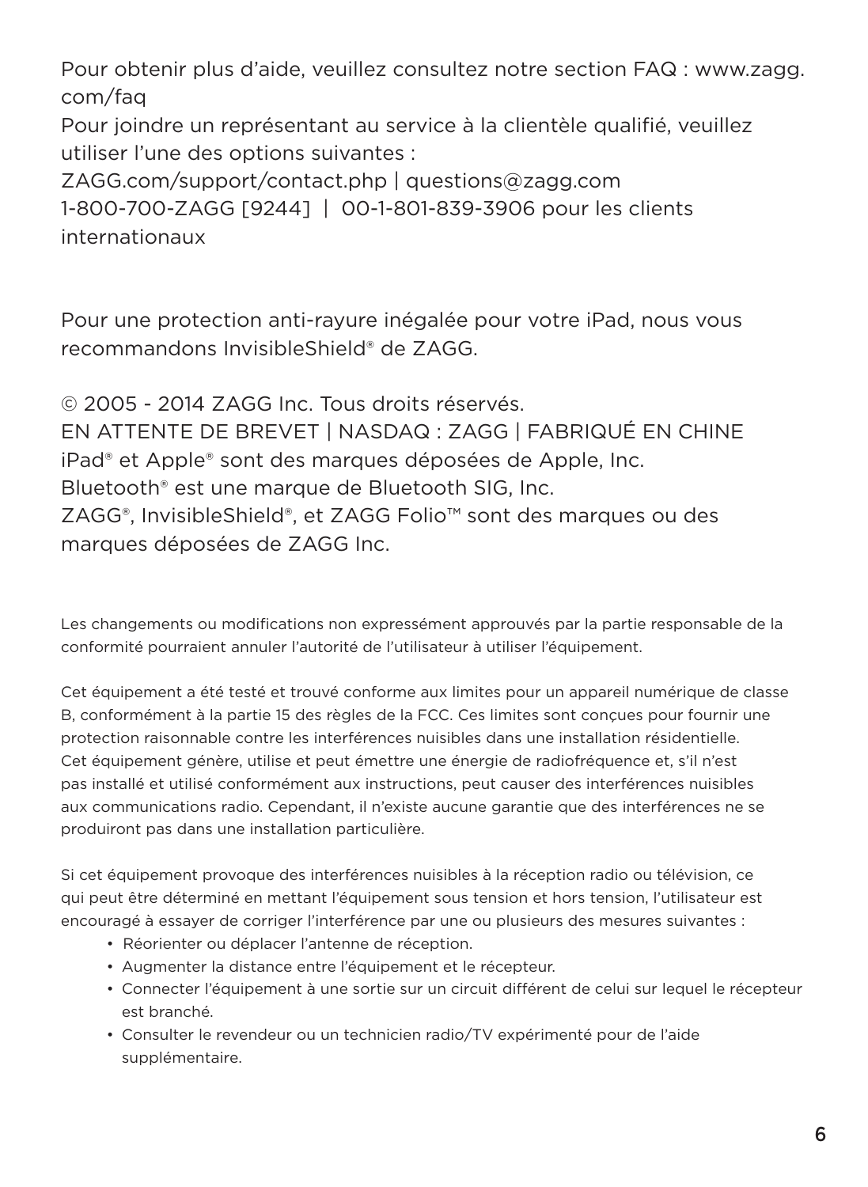Pour obtenir plus d'aide, veuillez consultez notre section FAQ : www.zagg.com/faq
Pour joindre un représentant au service à la clientèle qualifié, veuillez utiliser l'une des options suivantes :
ZAGG.com/support/contact.php | questions@zagg.com
1-800-700-ZAGG [9244] | 00-1-801-839-3906 pour les clients internationaux

Pour une protection anti-rayure inégalée pour votre iPad, nous vous recommandons InvisibleShield® de ZAGG.

© 2005 - 2014 ZAGG Inc. Tous droits réservés.
EN ATTENTE DE BREVET | NASDAQ : ZAGG | FABRIQUÉ EN CHINE
iPad® et Apple® sont des marques déposées de Apple, Inc.
Bluetooth® est une marque de Bluetooth SIG, Inc.
ZAGG®, InvisibleShield®, et ZAGG Folio™ sont des marques ou des marques déposées de ZAGG Inc.

Les changements ou modifications non expressément approuvés par la partie responsable de la conformité pourraient annuler l'autorité de l'utilisateur à utiliser l'équipement.

Cet équipement a été testé et trouvé conforme aux limites pour un appareil numérique de classe B, conformément à la partie 15 des règles de la FCC. Ces limites sont conçues pour fournir une protection raisonnable contre les interférences nuisibles dans une installation résidentielle. Cet équipement génère, utilise et peut émettre une énergie de radiofréquence et, s'il n'est pas installé et utilisé conformément aux instructions, peut causer des interférences nuisibles aux communications radio. Cependant, il n'existe aucune garantie que des interférences ne se produiront pas dans une installation particulière.

Si cet équipement provoque des interférences nuisibles à la réception radio ou télévision, ce qui peut être déterminé en mettant l'équipement sous tension et hors tension, l'utilisateur est encouragé à essayer de corriger l'interférence par une ou plusieurs des mesures suivantes :

- Réorienter ou déplacer l'antenne de réception.
- Augmenter la distance entre l'équipement et le récepteur.
- Connecter l'équipement à une sortie sur un circuit différent de celui sur lequel le récepteur est branché.
- Consulter le revendeur ou un technicien radio/TV expérimenté pour de l'aide supplémentaire.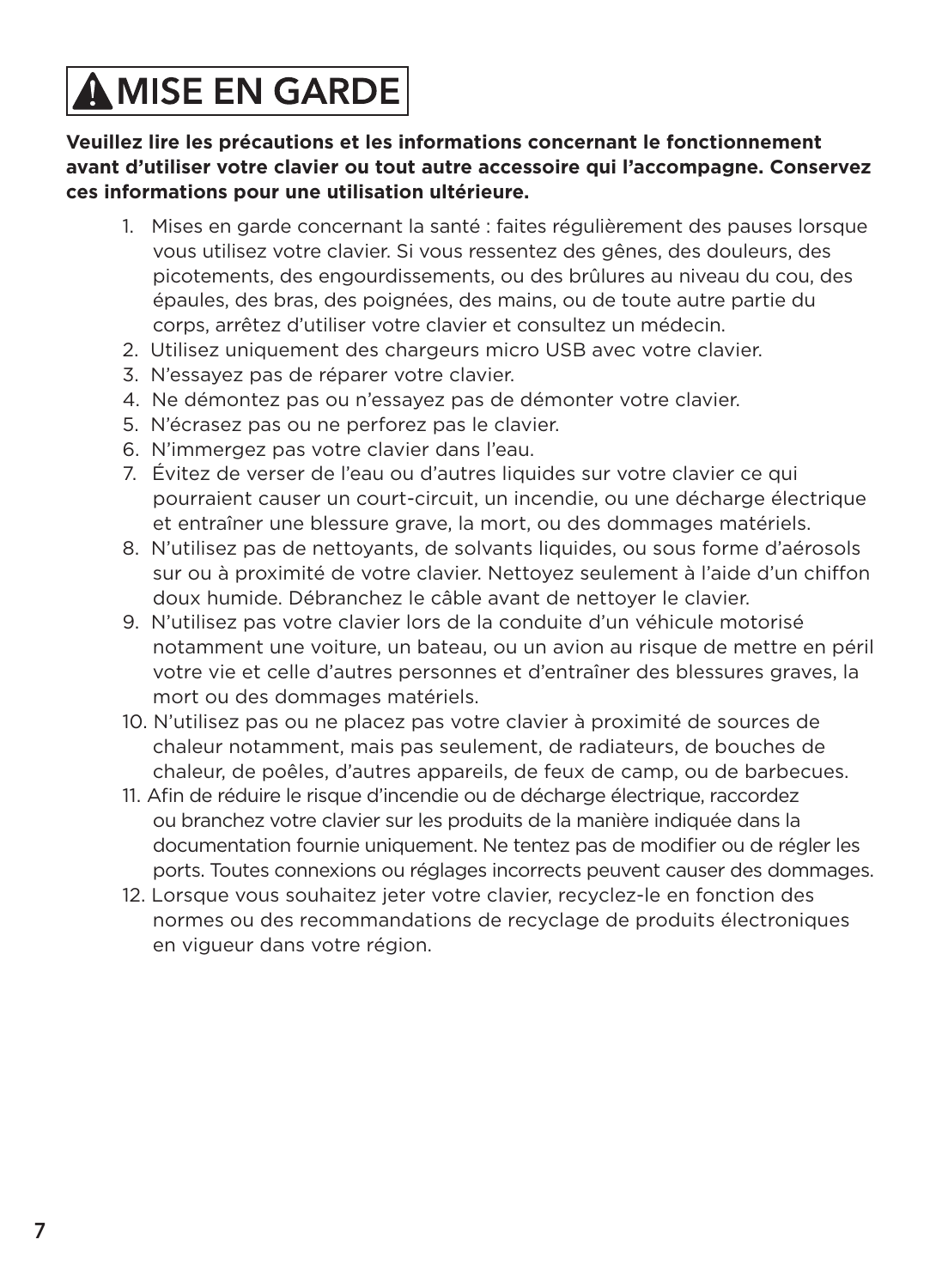# ⚠ MISE EN GARDE

**Veuillez lire les précautions et les informations concernant le fonctionnement avant d'utiliser votre clavier ou tout autre accessoire qui l'accompagne. Conservez ces informations pour une utilisation ultérieure.**

1. Mises en garde concernant la santé : faites régulièrement des pauses lorsque vous utilisez votre clavier. Si vous ressentez des gênes, des douleurs, des picotements, des engourdissements, ou des brûlures au niveau du cou, des épaules, des bras, des poignées, des mains, ou de toute autre partie du corps, arrêtez d'utiliser votre clavier et consultez un médecin.
2. Utilisez uniquement des chargeurs micro USB avec votre clavier.
3. N'essayez pas de réparer votre clavier.
4. Ne démontez pas ou n'essayez pas de démonter votre clavier.
5. N'écrasez pas ou ne perforez pas le clavier.
6. N'immergez pas votre clavier dans l'eau.
7. Évitez de verser de l'eau ou d'autres liquides sur votre clavier ce qui pourraient causer un court-circuit, un incendie, ou une décharge électrique et entraîner une blessure grave, la mort, ou des dommages matériels.
8. N'utilisez pas de nettoyants, de solvants liquides, ou sous forme d'aérosols sur ou à proximité de votre clavier. Nettoyez seulement à l'aide d'un chiffon doux humide. Débranchez le câble avant de nettoyer le clavier.
9. N'utilisez pas votre clavier lors de la conduite d'un véhicule motorisé notamment une voiture, un bateau, ou un avion au risque de mettre en péril votre vie et celle d'autres personnes et d'entraîner des blessures graves, la mort ou des dommages matériels.
10. N'utilisez pas ou ne placez pas votre clavier à proximité de sources de chaleur notamment, mais pas seulement, de radiateurs, de bouches de chaleur, de poêles, d'autres appareils, de feux de camp, ou de barbecues.
11. Afin de réduire le risque d'incendie ou de décharge électrique, raccordez ou branchez votre clavier sur les produits de la manière indiquée dans la documentation fournie uniquement. Ne tentez pas de modifier ou de régler les ports. Toutes connexions ou réglages incorrects peuvent causer des dommages.
12. Lorsque vous souhaitez jeter votre clavier, recyclez-le en fonction des normes ou des recommandations de recyclage de produits électroniques en vigueur dans votre région.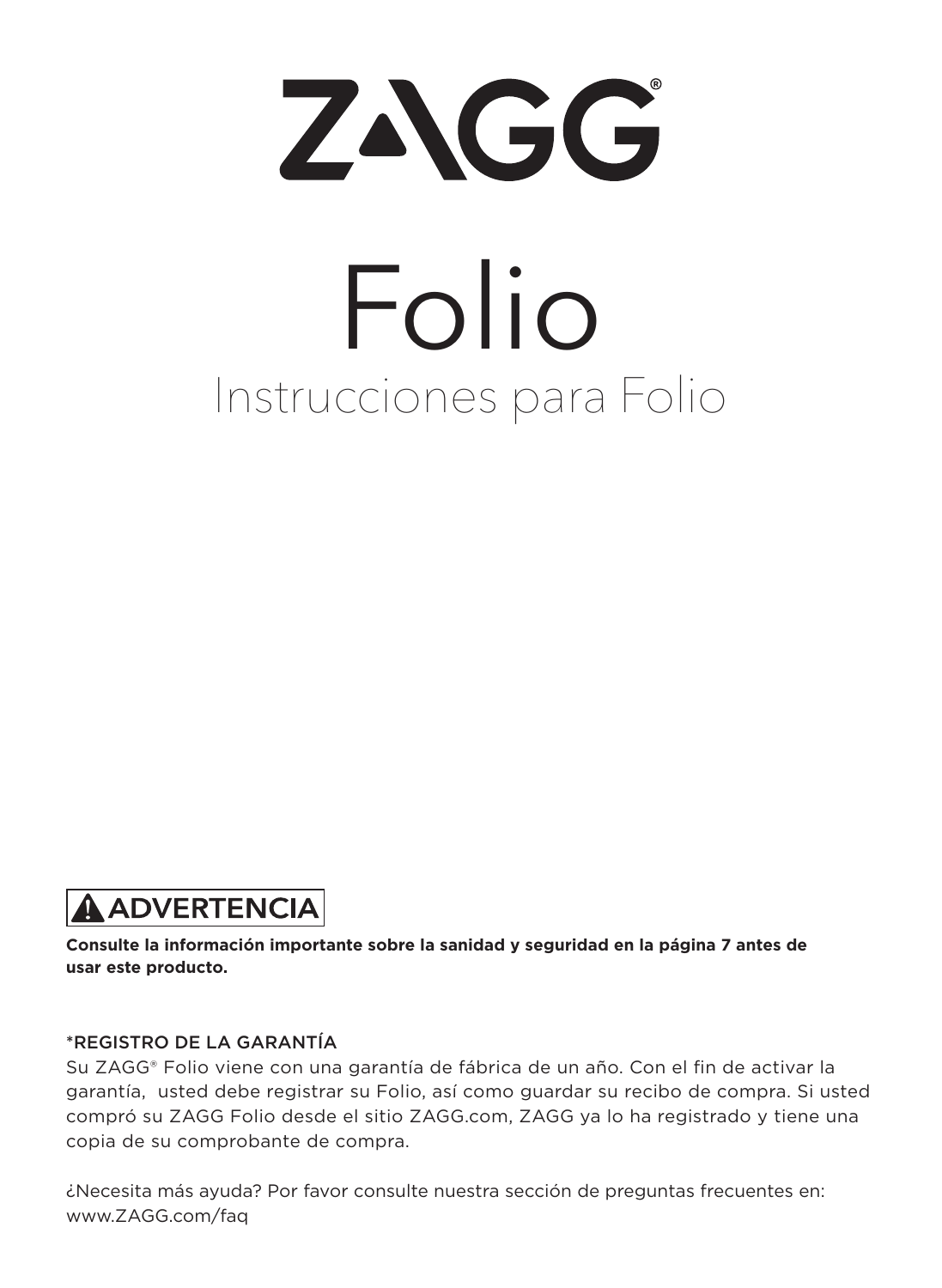# ZAGG®

# Folio

## Instrucciones para Folio

**⚠ ADVERTENCIA**

**Consulte la información importante sobre la sanidad y seguridad en la página 7 antes de usar este producto.**

*REGISTRO DE LA GARANTÍA

Su ZAGG® Folio viene con una garantía de fábrica de un año. Con el fin de activar la garantía, usted debe registrar su Folio, así como guardar su recibo de compra. Si usted compró su ZAGG Folio desde el sitio ZAGG.com, ZAGG ya lo ha registrado y tiene una copia de su comprobante de compra.

¿Necesita más ayuda? Por favor consulte nuestra sección de preguntas frecuentes en: www.ZAGG.com/faq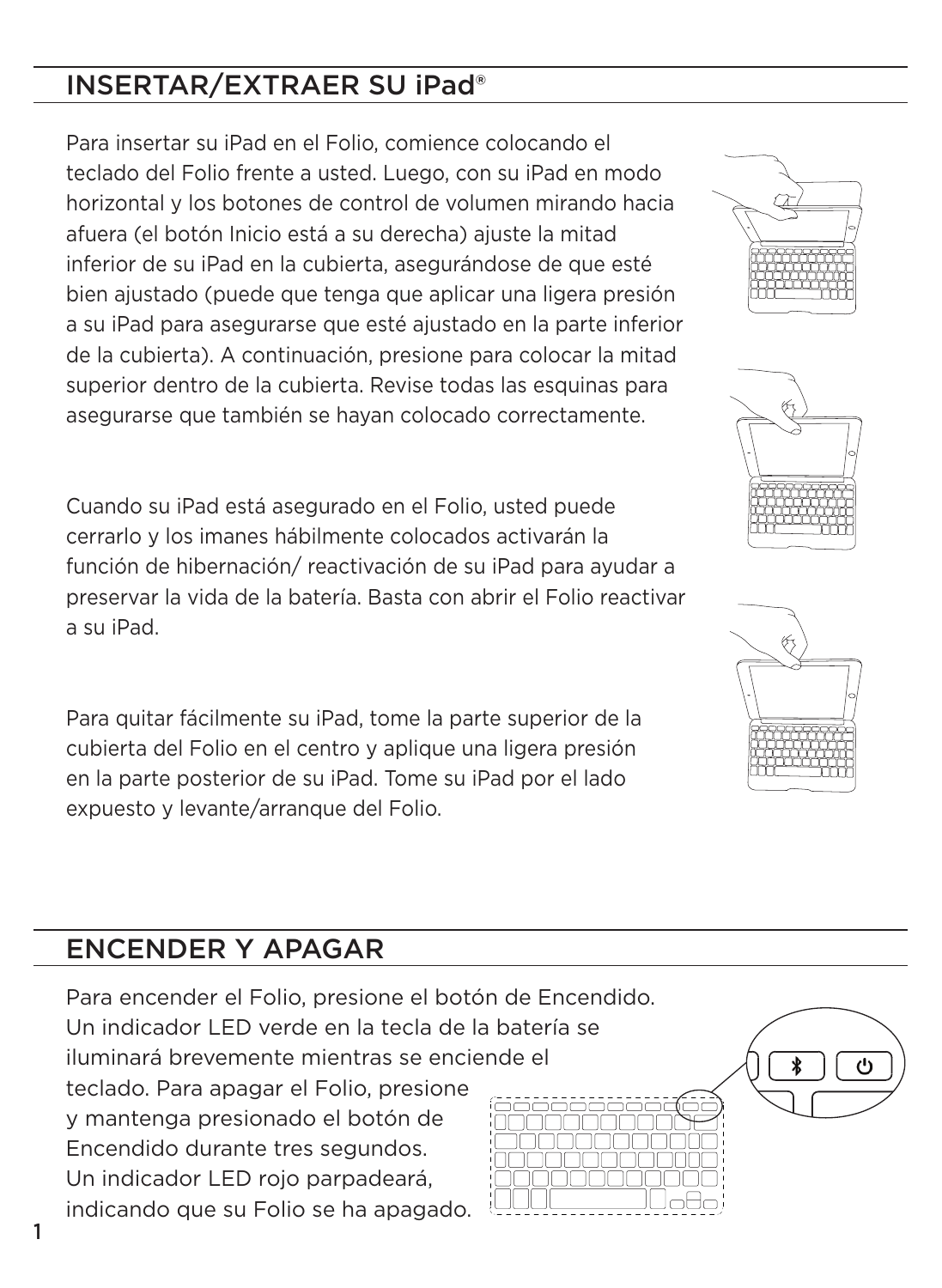## INSERTAR/EXTRAER SU iPad®

Para insertar su iPad en el Folio, comience colocando el teclado del Folio frente a usted. Luego, con su iPad en modo horizontal y los botones de control de volumen mirando hacia afuera (el botón Inicio está a su derecha) ajuste la mitad inferior de su iPad en la cubierta, asegurándose de que esté bien ajustado (puede que tenga que aplicar una ligera presión a su iPad para asegurarse que esté ajustado en la parte inferior de la cubierta). A continuación, presione para colocar la mitad superior dentro de la cubierta. Revise todas las esquinas para asegurarse que también se hayan colocado correctamente.

Cuando su iPad está asegurado en el Folio, usted puede cerrarlo y los imanes hábilmente colocados activarán la función de hibernación/ reactivación de su iPad para ayudar a preservar la vida de la batería. Basta con abrir el Folio reactivar a su iPad.

Para quitar fácilmente su iPad, tome la parte superior de la cubierta del Folio en el centro y aplique una ligera presión en la parte posterior de su iPad. Tome su iPad por el lado expuesto y levante/arranque del Folio.

## ENCENDER Y APAGAR

Para encender el Folio, presione el botón de Encendido. Un indicador LED verde en la tecla de la batería se iluminará brevemente mientras se enciende el teclado. Para apagar el Folio, presione y mantenga presionado el botón de Encendido durante tres segundos. Un indicador LED rojo parpadeará, indicando que su Folio se ha apagado.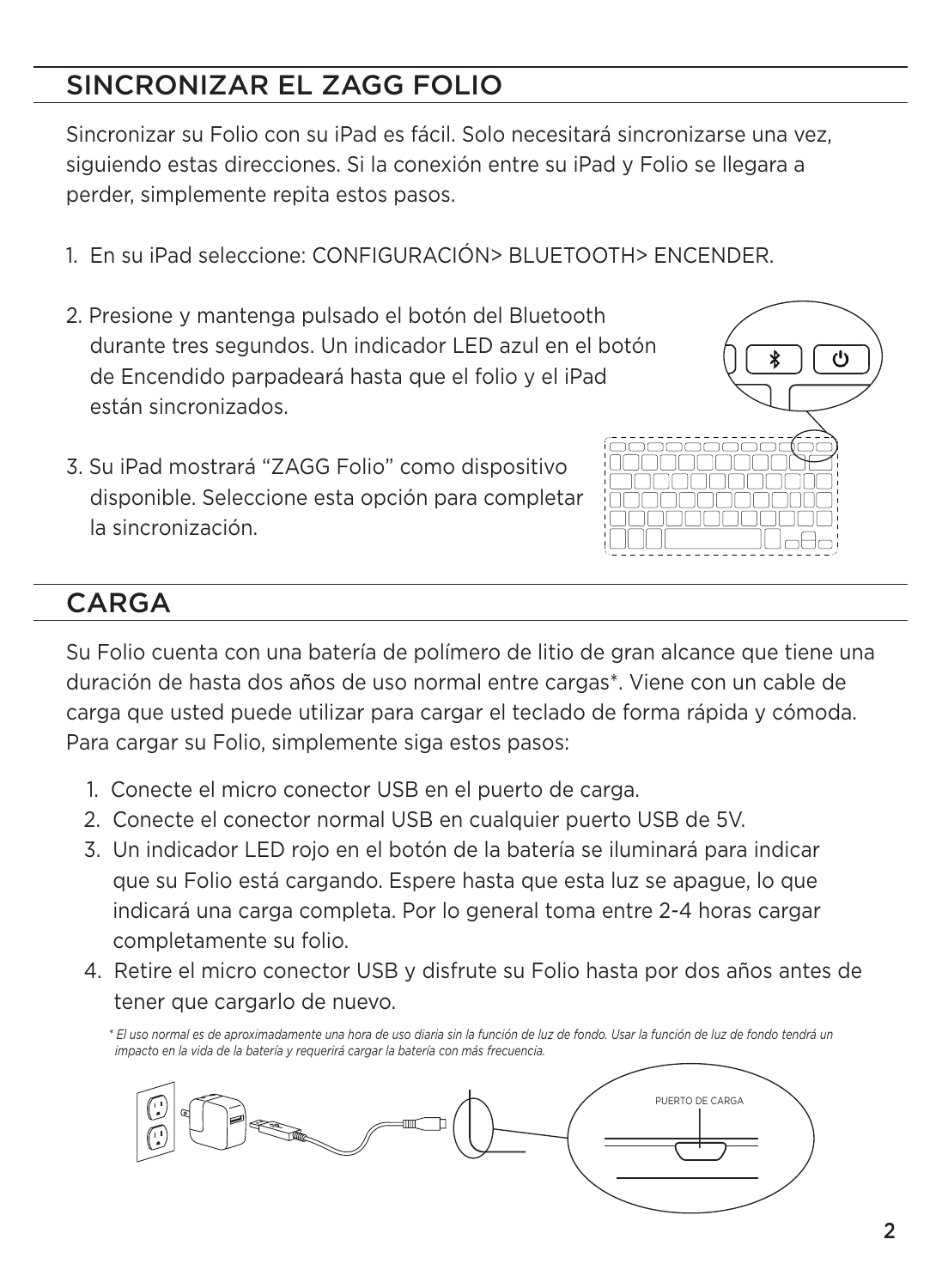## SINCRONIZAR EL ZAGG FOLIO

Sincronizar su Folio con su iPad es fácil. Solo necesitará sincronizarse una vez, siguiendo estas direcciones. Si la conexión entre su iPad y Folio se llegara a perder, simplemente repita estos pasos.

1. En su iPad seleccione: CONFIGURACIÓN> BLUETOOTH> ENCENDER.
2. Presione y mantenga pulsado el botón del Bluetooth durante tres segundos. Un indicador LED azul en el botón de Encendido parpadeará hasta que el folio y el iPad están sincronizados.
3. Su iPad mostrará "ZAGG Folio" como dispositivo disponible. Seleccione esta opción para completar la sincronización.

## CARGA

Su Folio cuenta con una batería de polímero de litio de gran alcance que tiene una duración de hasta dos años de uso normal entre cargas*. Viene con un cable de carga que usted puede utilizar para cargar el teclado de forma rápida y cómoda. Para cargar su Folio, simplemente siga estos pasos:

1. Conecte el micro conector USB en el puerto de carga.
2. Conecte el conector normal USB en cualquier puerto USB de 5V.
3. Un indicador LED rojo en el botón de la batería se iluminará para indicar que su Folio está cargando. Espere hasta que esta luz se apague, lo que indicará una carga completa. Por lo general toma entre 2-4 horas cargar completamente su folio.
4. Retire el micro conector USB y disfrute su Folio hasta por dos años antes de tener que cargarlo de nuevo.

*\* El uso normal es de aproximadamente una hora de uso diaria sin la función de luz de fondo. Usar la función de luz de fondo tendrá un impacto en la vida de la batería y requerirá cargar la batería con más frecuencia.*

PUERTO DE CARGA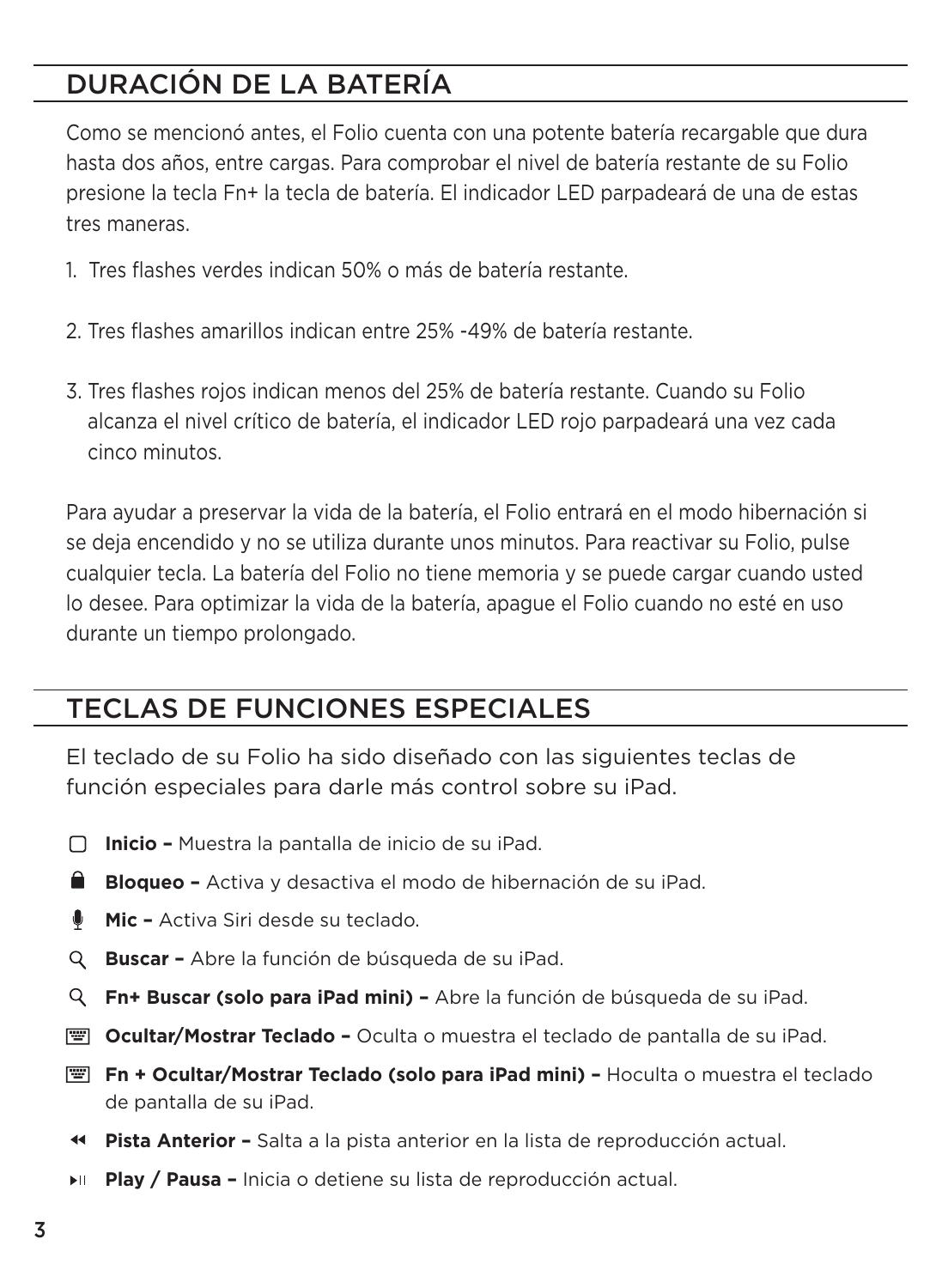## DURACIÓN DE LA BATERÍA

Como se mencionó antes, el Folio cuenta con una potente batería recargable que dura hasta dos años, entre cargas. Para comprobar el nivel de batería restante de su Folio presione la tecla Fn+ la tecla de batería. El indicador LED parpadeará de una de estas tres maneras.

1. Tres flashes verdes indican 50% o más de batería restante.
2. Tres flashes amarillos indican entre 25% -49% de batería restante.
3. Tres flashes rojos indican menos del 25% de batería restante. Cuando su Folio alcanza el nivel crítico de batería, el indicador LED rojo parpadeará una vez cada cinco minutos.

Para ayudar a preservar la vida de la batería, el Folio entrará en el modo hibernación si se deja encendido y no se utiliza durante unos minutos. Para reactivar su Folio, pulse cualquier tecla. La batería del Folio no tiene memoria y se puede cargar cuando usted lo desee. Para optimizar la vida de la batería, apague el Folio cuando no esté en uso durante un tiempo prolongado.

## TECLAS DE FUNCIONES ESPECIALES

El teclado de su Folio ha sido diseñado con las siguientes teclas de función especiales para darle más control sobre su iPad.

- **Inicio –** Muestra la pantalla de inicio de su iPad.
- **Bloqueo –** Activa y desactiva el modo de hibernación de su iPad.
- **Mic –** Activa Siri desde su teclado.
- **Buscar –** Abre la función de búsqueda de su iPad.
- **Fn+ Buscar (solo para iPad mini) –** Abre la función de búsqueda de su iPad.
- **Ocultar/Mostrar Teclado –** Oculta o muestra el teclado de pantalla de su iPad.
- **Fn + Ocultar/Mostrar Teclado (solo para iPad mini) –** Hoculta o muestra el teclado de pantalla de su iPad.
- **Pista Anterior –** Salta a la pista anterior en la lista de reproducción actual.
- **Play / Pausa –** Inicia o detiene su lista de reproducción actual.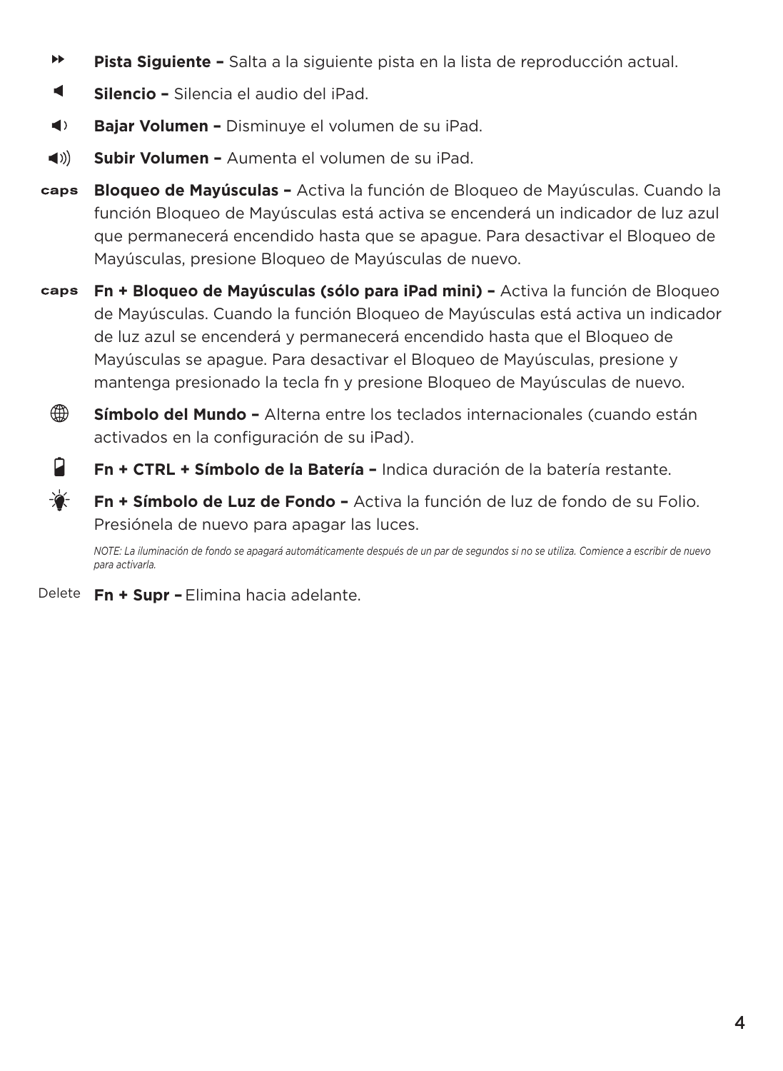- ⏩ **Pista Siguiente –** Salta a la siguiente pista en la lista de reproducción actual.
- **Silencio –** Silencia el audio del iPad.
- **Bajar Volumen –** Disminuye el volumen de su iPad.
- **Subir Volumen –** Aumenta el volumen de su iPad.
- caps **Bloqueo de Mayúsculas –** Activa la función de Bloqueo de Mayúsculas. Cuando la función Bloqueo de Mayúsculas está activa se encenderá un indicador de luz azul que permanecerá encendido hasta que se apague. Para desactivar el Bloqueo de Mayúsculas, presione Bloqueo de Mayúsculas de nuevo.
- caps **Fn + Bloqueo de Mayúsculas (sólo para iPad mini) –** Activa la función de Bloqueo de Mayúsculas. Cuando la función Bloqueo de Mayúsculas está activa un indicador de luz azul se encenderá y permanecerá encendido hasta que el Bloqueo de Mayúsculas se apague. Para desactivar el Bloqueo de Mayúsculas, presione y mantenga presionado la tecla fn y presione Bloqueo de Mayúsculas de nuevo.
- **Símbolo del Mundo –** Alterna entre los teclados internacionales (cuando están activados en la configuración de su iPad).
- **Fn + CTRL + Símbolo de la Batería –** Indica duración de la batería restante.
- **Fn + Símbolo de Luz de Fondo –** Activa la función de luz de fondo de su Folio. Presiónela de nuevo para apagar las luces.

  *NOTE: La iluminación de fondo se apagará automáticamente después de un par de segundos si no se utiliza. Comience a escribir de nuevo para activarla.*

- Delete **Fn + Supr –** Elimina hacia adelante.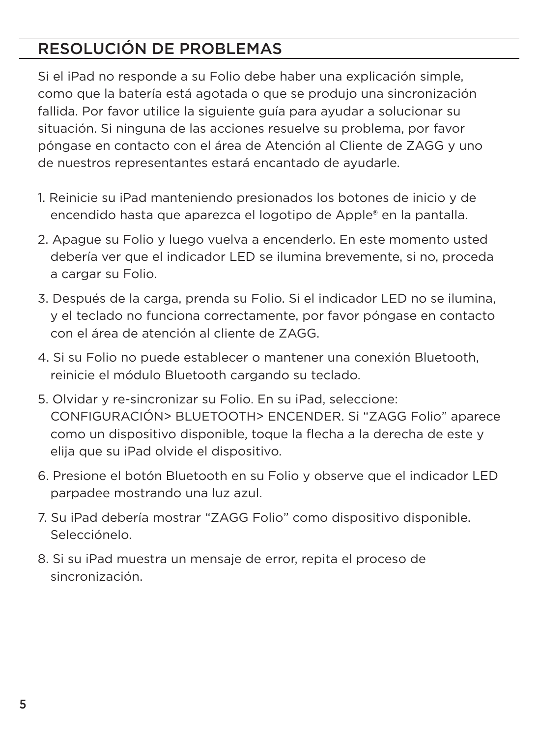## RESOLUCIÓN DE PROBLEMAS

Si el iPad no responde a su Folio debe haber una explicación simple, como que la batería está agotada o que se produjo una sincronización fallida. Por favor utilice la siguiente guía para ayudar a solucionar su situación. Si ninguna de las acciones resuelve su problema, por favor póngase en contacto con el área de Atención al Cliente de ZAGG y uno de nuestros representantes estará encantado de ayudarle.

1. Reinicie su iPad manteniendo presionados los botones de inicio y de encendido hasta que aparezca el logotipo de Apple® en la pantalla.
2. Apague su Folio y luego vuelva a encenderlo. En este momento usted debería ver que el indicador LED se ilumina brevemente, si no, proceda a cargar su Folio.
3. Después de la carga, prenda su Folio. Si el indicador LED no se ilumina, y el teclado no funciona correctamente, por favor póngase en contacto con el área de atención al cliente de ZAGG.
4. Si su Folio no puede establecer o mantener una conexión Bluetooth, reinicie el módulo Bluetooth cargando su teclado.
5. Olvidar y re-sincronizar su Folio. En su iPad, seleccione: CONFIGURACIÓN> BLUETOOTH> ENCENDER. Si "ZAGG Folio" aparece como un dispositivo disponible, toque la flecha a la derecha de este y elija que su iPad olvide el dispositivo.
6. Presione el botón Bluetooth en su Folio y observe que el indicador LED parpadee mostrando una luz azul.
7. Su iPad debería mostrar "ZAGG Folio" como dispositivo disponible. Selecciónelo.
8. Si su iPad muestra un mensaje de error, repita el proceso de sincronización.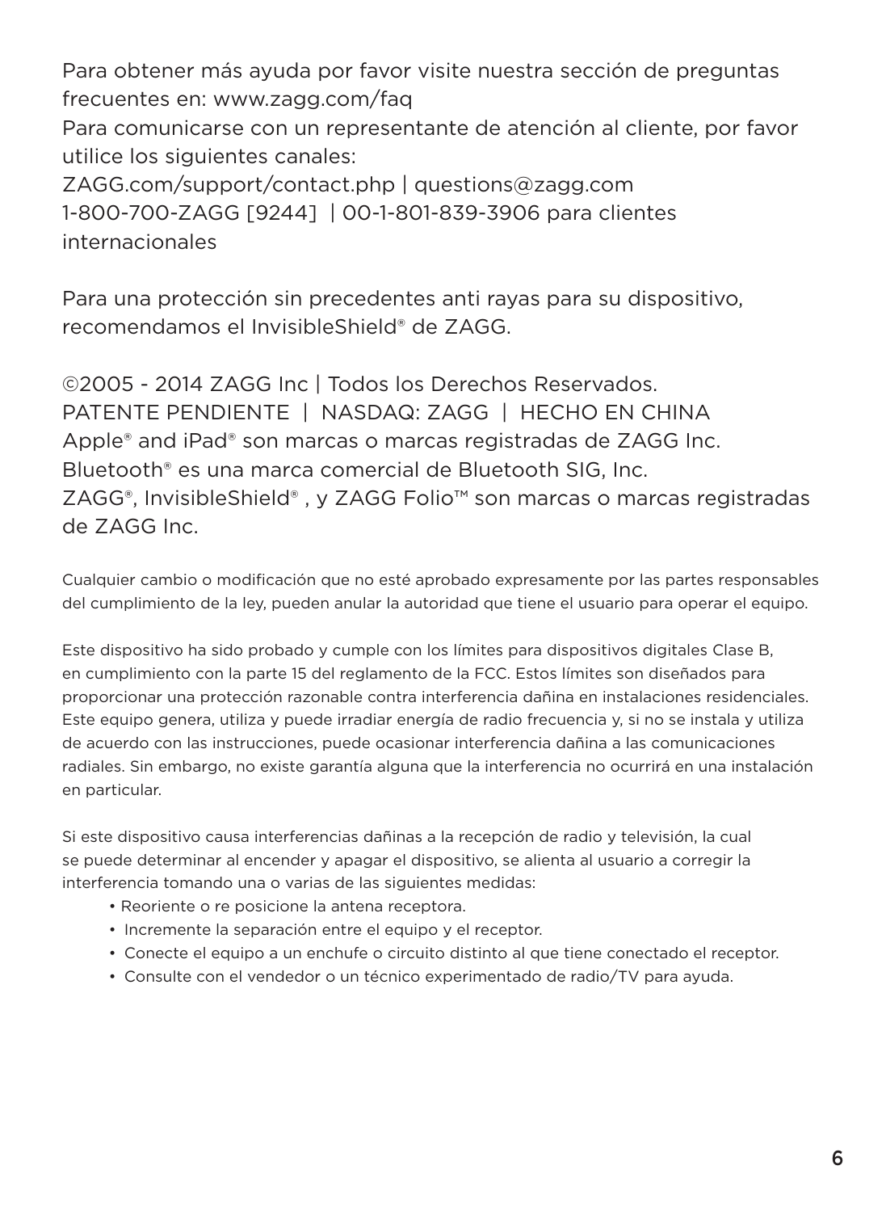Para obtener más ayuda por favor visite nuestra sección de preguntas frecuentes en: www.zagg.com/faq
Para comunicarse con un representante de atención al cliente, por favor utilice los siguientes canales:
ZAGG.com/support/contact.php | questions@zagg.com
1-800-700-ZAGG [9244] | 00-1-801-839-3906 para clientes internacionales

Para una protección sin precedentes anti rayas para su dispositivo, recomendamos el InvisibleShield® de ZAGG.

©2005 - 2014 ZAGG Inc | Todos los Derechos Reservados.
PATENTE PENDIENTE | NASDAQ: ZAGG | HECHO EN CHINA
Apple® and iPad® son marcas o marcas registradas de ZAGG Inc.
Bluetooth® es una marca comercial de Bluetooth SIG, Inc.
ZAGG®, InvisibleShield® , y ZAGG Folio™ son marcas o marcas registradas de ZAGG Inc.

Cualquier cambio o modificación que no esté aprobado expresamente por las partes responsables del cumplimiento de la ley, pueden anular la autoridad que tiene el usuario para operar el equipo.

Este dispositivo ha sido probado y cumple con los límites para dispositivos digitales Clase B, en cumplimiento con la parte 15 del reglamento de la FCC. Estos límites son diseñados para proporcionar una protección razonable contra interferencia dañina en instalaciones residenciales. Este equipo genera, utiliza y puede irradiar energía de radio frecuencia y, si no se instala y utiliza de acuerdo con las instrucciones, puede ocasionar interferencia dañina a las comunicaciones radiales. Sin embargo, no existe garantía alguna que la interferencia no ocurrirá en una instalación en particular.

Si este dispositivo causa interferencias dañinas a la recepción de radio y televisión, la cual se puede determinar al encender y apagar el dispositivo, se alienta al usuario a corregir la interferencia tomando una o varias de las siguientes medidas:

- Reoriente o re posicione la antena receptora.
- Incremente la separación entre el equipo y el receptor.
- Conecte el equipo a un enchufe o circuito distinto al que tiene conectado el receptor.
- Consulte con el vendedor o un técnico experimentado de radio/TV para ayuda.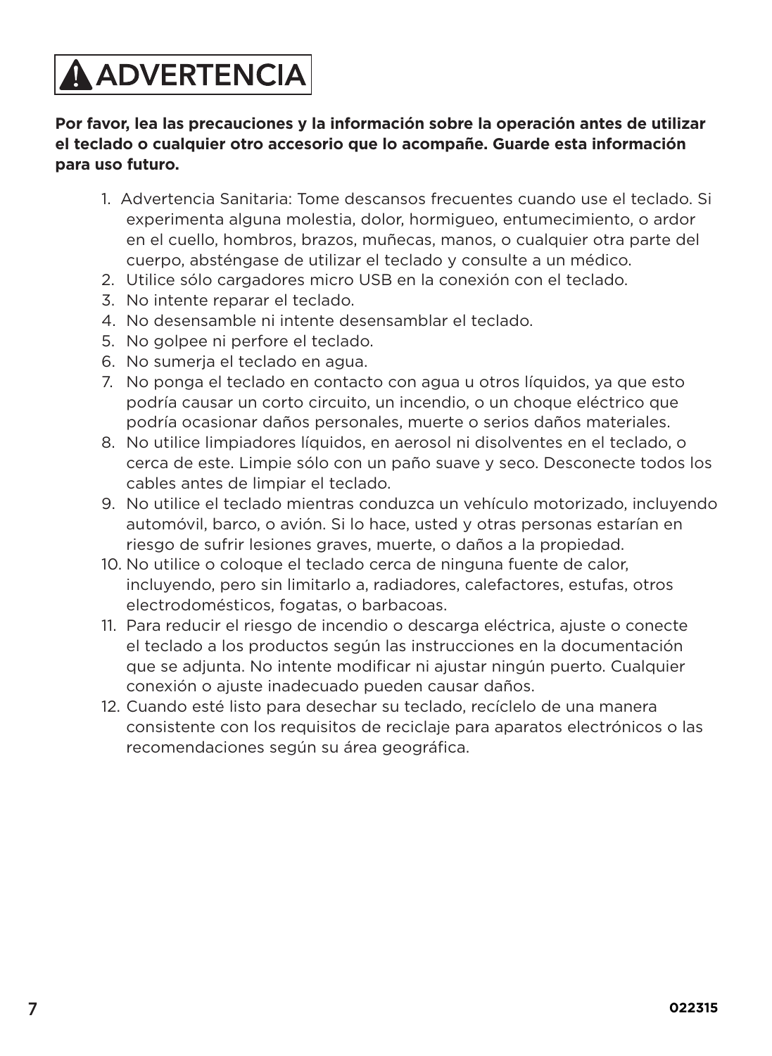# ⚠ ADVERTENCIA

**Por favor, lea las precauciones y la información sobre la operación antes de utilizar el teclado o cualquier otro accesorio que lo acompañe. Guarde esta información para uso futuro.**

1. Advertencia Sanitaria: Tome descansos frecuentes cuando use el teclado. Si experimenta alguna molestia, dolor, hormigueo, entumecimiento, o ardor en el cuello, hombros, brazos, muñecas, manos, o cualquier otra parte del cuerpo, absténgase de utilizar el teclado y consulte a un médico.
2. Utilice sólo cargadores micro USB en la conexión con el teclado.
3. No intente reparar el teclado.
4. No desensamble ni intente desensamblar el teclado.
5. No golpee ni perfore el teclado.
6. No sumerja el teclado en agua.
7. No ponga el teclado en contacto con agua u otros líquidos, ya que esto podría causar un corto circuito, un incendio, o un choque eléctrico que podría ocasionar daños personales, muerte o serios daños materiales.
8. No utilice limpiadores líquidos, en aerosol ni disolventes en el teclado, o cerca de este. Limpie sólo con un paño suave y seco. Desconecte todos los cables antes de limpiar el teclado.
9. No utilice el teclado mientras conduzca un vehículo motorizado, incluyendo automóvil, barco, o avión. Si lo hace, usted y otras personas estarían en riesgo de sufrir lesiones graves, muerte, o daños a la propiedad.
10. No utilice o coloque el teclado cerca de ninguna fuente de calor, incluyendo, pero sin limitarlo a, radiadores, calefactores, estufas, otros electrodomésticos, fogatas, o barbacoas.
11. Para reducir el riesgo de incendio o descarga eléctrica, ajuste o conecte el teclado a los productos según las instrucciones en la documentación que se adjunta. No intente modificar ni ajustar ningún puerto. Cualquier conexión o ajuste inadecuado pueden causar daños.
12. Cuando esté listo para desechar su teclado, recíclelo de una manera consistente con los requisitos de reciclaje para aparatos electrónicos o las recomendaciones según su área geográfica.

**022315**